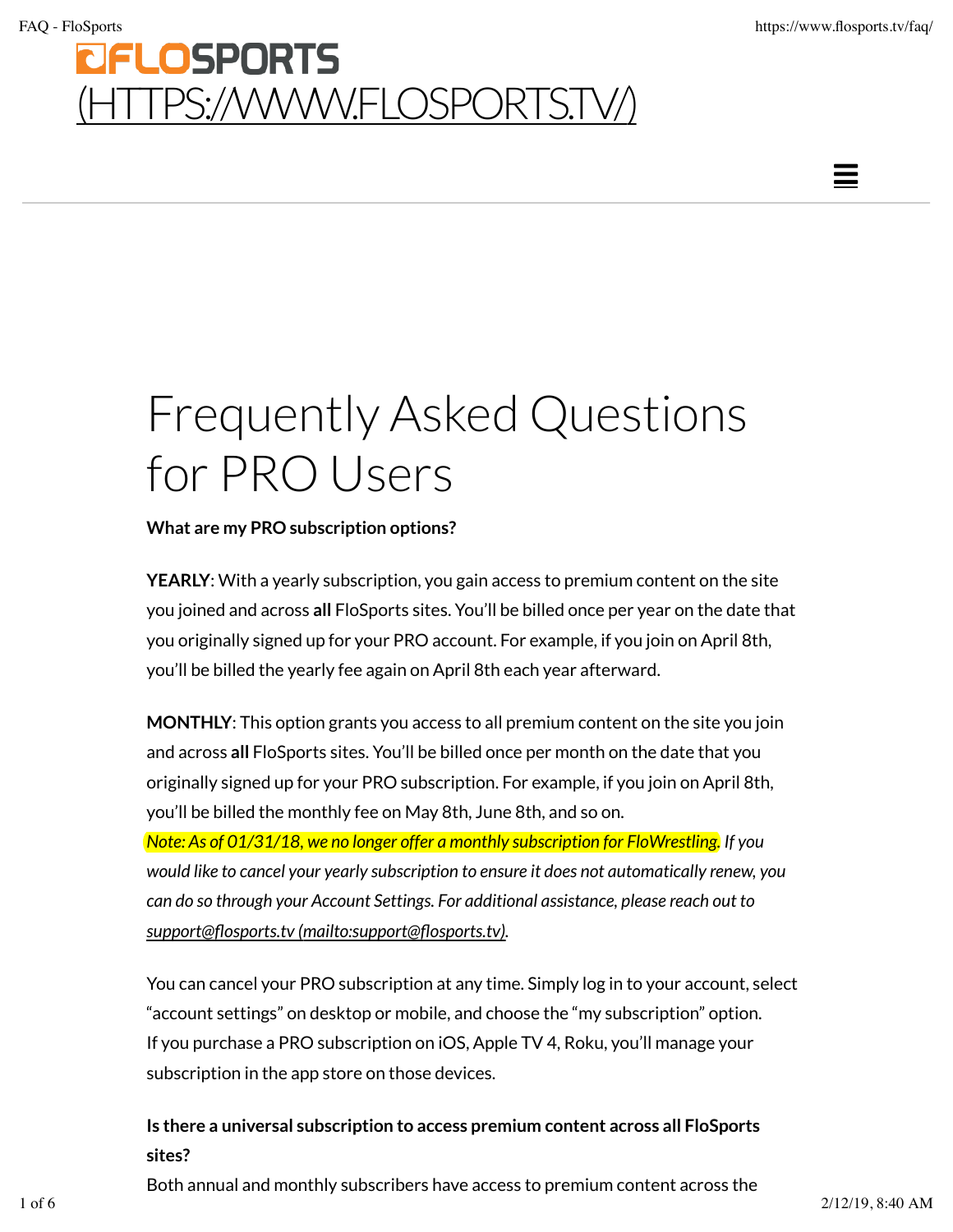FLOSPORTS [(HTTPS://WWW.FLOSPORTS.TV/)](https://www.flosports.tv/)

# Frequently Asked Questions for PRO Users

**What are my PRO subscription options?**

**YEARLY**: With a yearly subscription, you gain access to premium content on the site you joined and across **all** FloSports sites. You'll be billed once per year on the date that you originally signed up for your PRO account. For example, if you join on April 8th, you'll be billed the yearly fee again on April 8th each year afterward.

**MONTHLY**: This option grants you access to all premium content on the site you join and across **all** FloSports sites. You'll be billed once per month on the date that you originally signed up for your PRO subscription. For example, if you join on April 8th, you'll be billed the monthly fee on May 8th, June 8th, and so on.
*Note: As of 01/31/18, we no longer offer a monthly subscription for FloWrestling. If you would like to cancel your yearly subscription to ensure it does not automatically renew, you can do so through your Account Settings. For additional assistance, please reach out to [support@flosports.tv (mailto:support@flosports.tv)](mailto:support@flosports.tv).*

You can cancel your PRO subscription at any time. Simply log in to your account, select "account settings" on desktop or mobile, and choose the "my subscription" option. If you purchase a PRO subscription on iOS, Apple TV 4, Roku, you'll manage your subscription in the app store on those devices.

**Is there a universal subscription to access premium content across all FloSports sites?**

Both annual and monthly subscribers have access to premium content across the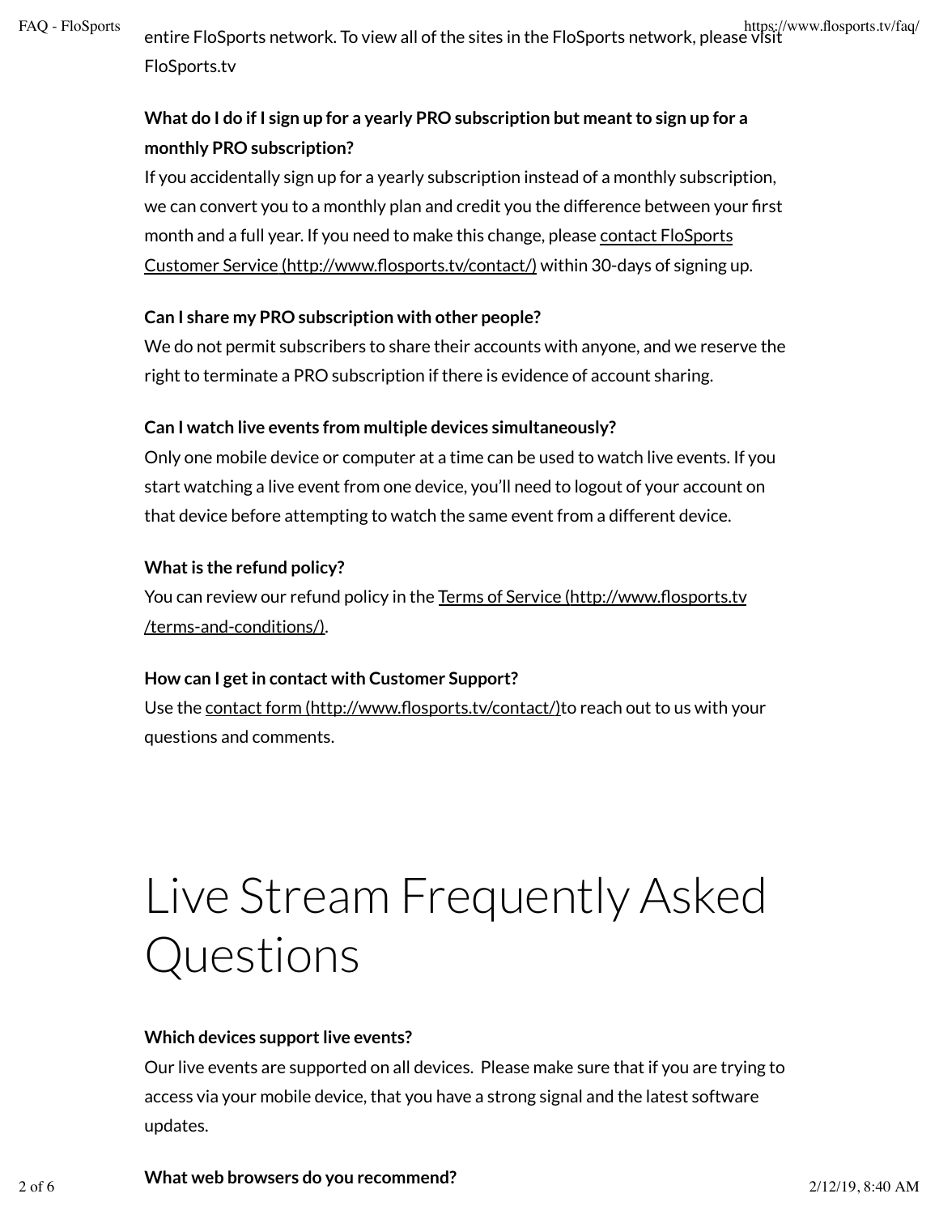entire FloSports network. To view all of the sites in the FloSports network, please visit FloSports.tv

**What do I do if I sign up for a yearly PRO subscription but meant to sign up for a monthly PRO subscription?**
If you accidentally sign up for a yearly subscription instead of a monthly subscription, we can convert you to a monthly plan and credit you the difference between your first month and a full year. If you need to make this change, please contact FloSports Customer Service (http://www.flosports.tv/contact/) within 30-days of signing up.

**Can I share my PRO subscription with other people?**
We do not permit subscribers to share their accounts with anyone, and we reserve the right to terminate a PRO subscription if there is evidence of account sharing.

**Can I watch live events from multiple devices simultaneously?**
Only one mobile device or computer at a time can be used to watch live events. If you start watching a live event from one device, you'll need to logout of your account on that device before attempting to watch the same event from a different device.

**What is the refund policy?**
You can review our refund policy in the Terms of Service (http://www.flosports.tv/terms-and-conditions/).

**How can I get in contact with Customer Support?**
Use the contact form (http://www.flosports.tv/contact/)to reach out to us with your questions and comments.

# Live Stream Frequently Asked Questions

**Which devices support live events?**
Our live events are supported on all devices. Please make sure that if you are trying to access via your mobile device, that you have a strong signal and the latest software updates.

**What web browsers do you recommend?**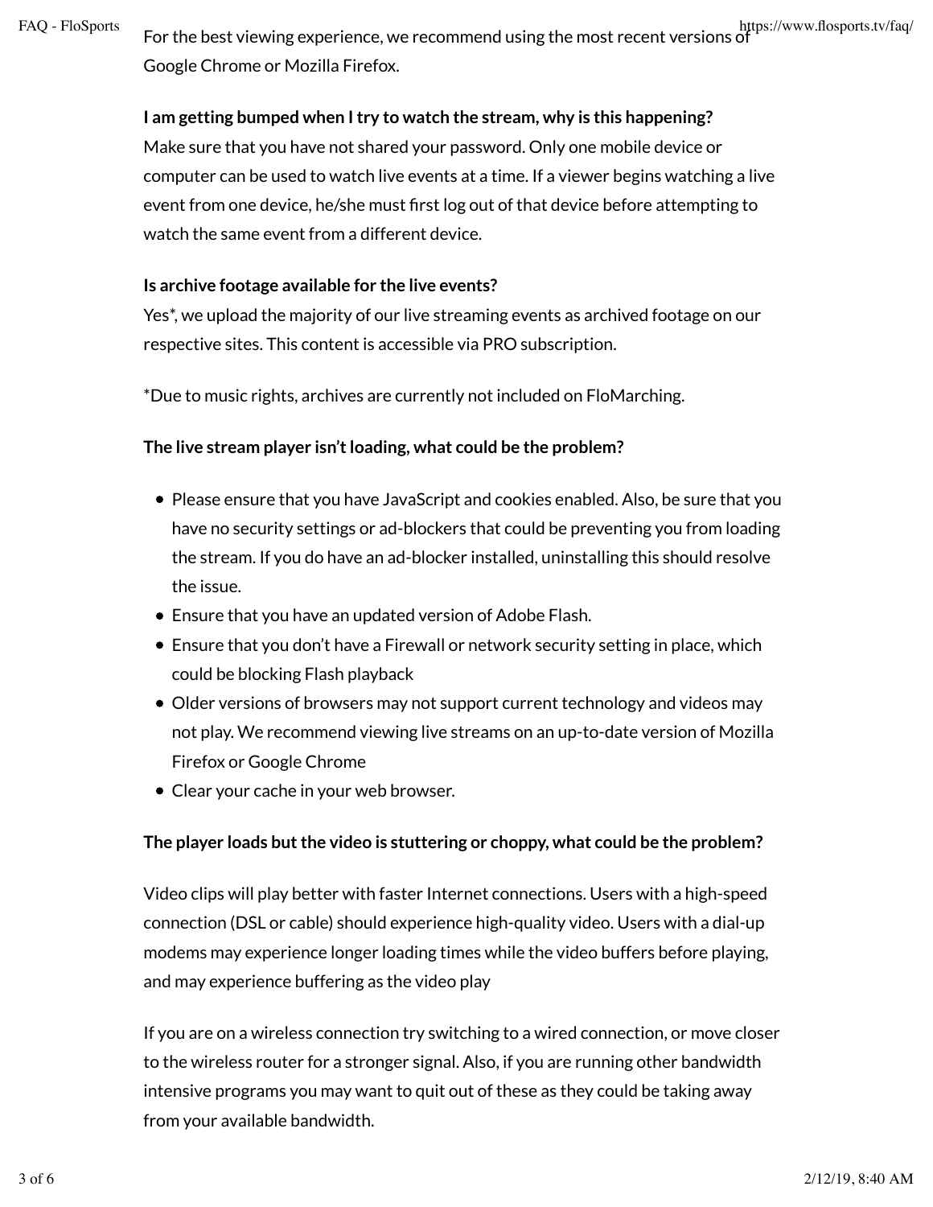For the best viewing experience, we recommend using the most recent versions of Google Chrome or Mozilla Firefox.

**I am getting bumped when I try to watch the stream, why is this happening?**
Make sure that you have not shared your password. Only one mobile device or computer can be used to watch live events at a time. If a viewer begins watching a live event from one device, he/she must first log out of that device before attempting to watch the same event from a different device.

**Is archive footage available for the live events?**
Yes*, we upload the majority of our live streaming events as archived footage on our respective sites. This content is accessible via PRO subscription.

*Due to music rights, archives are currently not included on FloMarching.

**The live stream player isn't loading, what could be the problem?**

- Please ensure that you have JavaScript and cookies enabled. Also, be sure that you have no security settings or ad-blockers that could be preventing you from loading the stream. If you do have an ad-blocker installed, uninstalling this should resolve the issue.
- Ensure that you have an updated version of Adobe Flash.
- Ensure that you don't have a Firewall or network security setting in place, which could be blocking Flash playback
- Older versions of browsers may not support current technology and videos may not play. We recommend viewing live streams on an up-to-date version of Mozilla Firefox or Google Chrome
- Clear your cache in your web browser.

**The player loads but the video is stuttering or choppy, what could be the problem?**

Video clips will play better with faster Internet connections. Users with a high-speed connection (DSL or cable) should experience high-quality video. Users with a dial-up modems may experience longer loading times while the video buffers before playing, and may experience buffering as the video play

If you are on a wireless connection try switching to a wired connection, or move closer to the wireless router for a stronger signal. Also, if you are running other bandwidth intensive programs you may want to quit out of these as they could be taking away from your available bandwidth.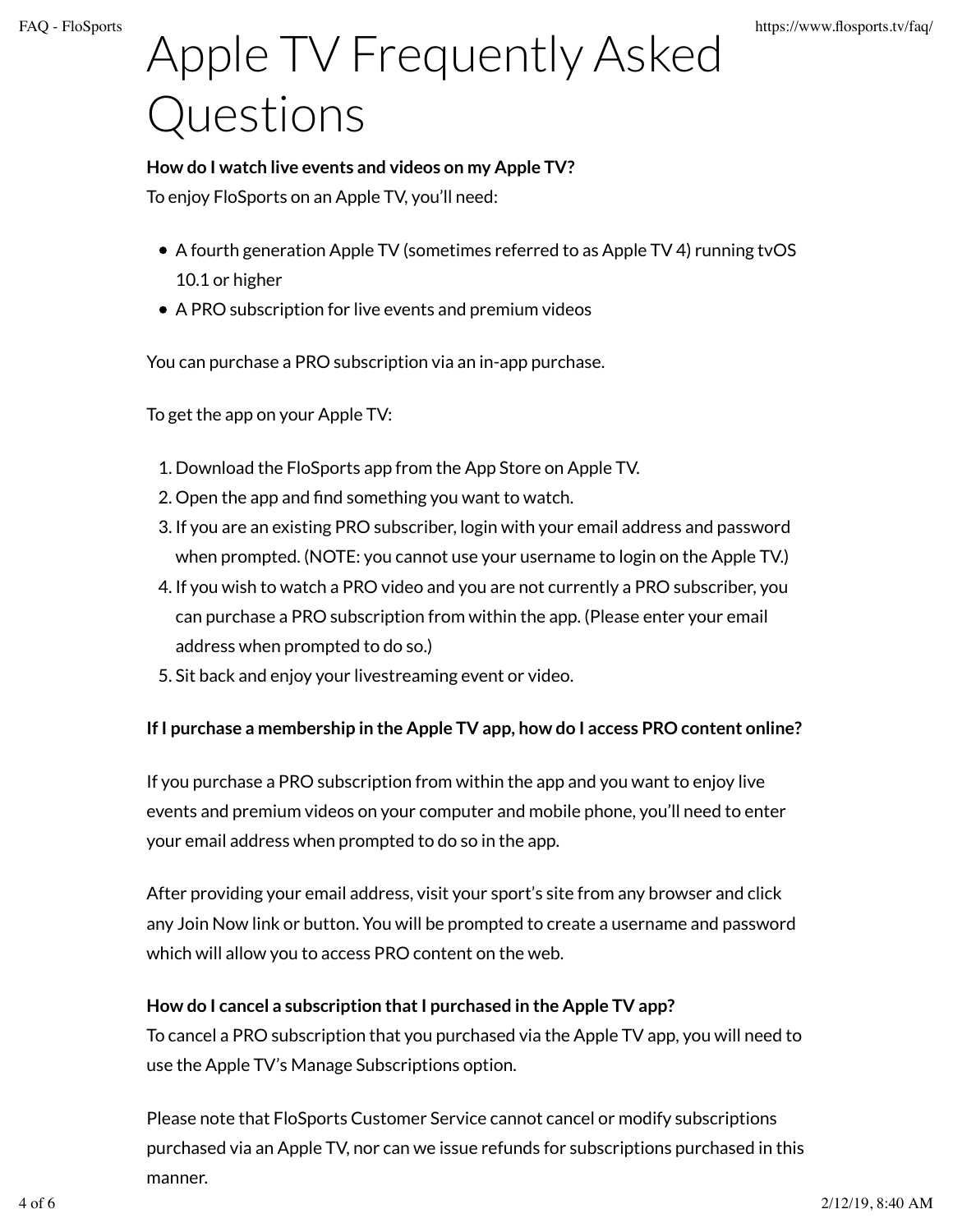# Apple TV Frequently Asked Questions

**How do I watch live events and videos on my Apple TV?**
To enjoy FloSports on an Apple TV, you'll need:

- A fourth generation Apple TV (sometimes referred to as Apple TV 4) running tvOS 10.1 or higher
- A PRO subscription for live events and premium videos

You can purchase a PRO subscription via an in-app purchase.

To get the app on your Apple TV:

1. Download the FloSports app from the App Store on Apple TV.
2. Open the app and find something you want to watch.
3. If you are an existing PRO subscriber, login with your email address and password when prompted. (NOTE: you cannot use your username to login on the Apple TV.)
4. If you wish to watch a PRO video and you are not currently a PRO subscriber, you can purchase a PRO subscription from within the app. (Please enter your email address when prompted to do so.)
5. Sit back and enjoy your livestreaming event or video.

**If I purchase a membership in the Apple TV app, how do I access PRO content online?**

If you purchase a PRO subscription from within the app and you want to enjoy live events and premium videos on your computer and mobile phone, you'll need to enter your email address when prompted to do so in the app.

After providing your email address, visit your sport's site from any browser and click any Join Now link or button. You will be prompted to create a username and password which will allow you to access PRO content on the web.

**How do I cancel a subscription that I purchased in the Apple TV app?**
To cancel a PRO subscription that you purchased via the Apple TV app, you will need to use the Apple TV's Manage Subscriptions option.

Please note that FloSports Customer Service cannot cancel or modify subscriptions purchased via an Apple TV, nor can we issue refunds for subscriptions purchased in this manner.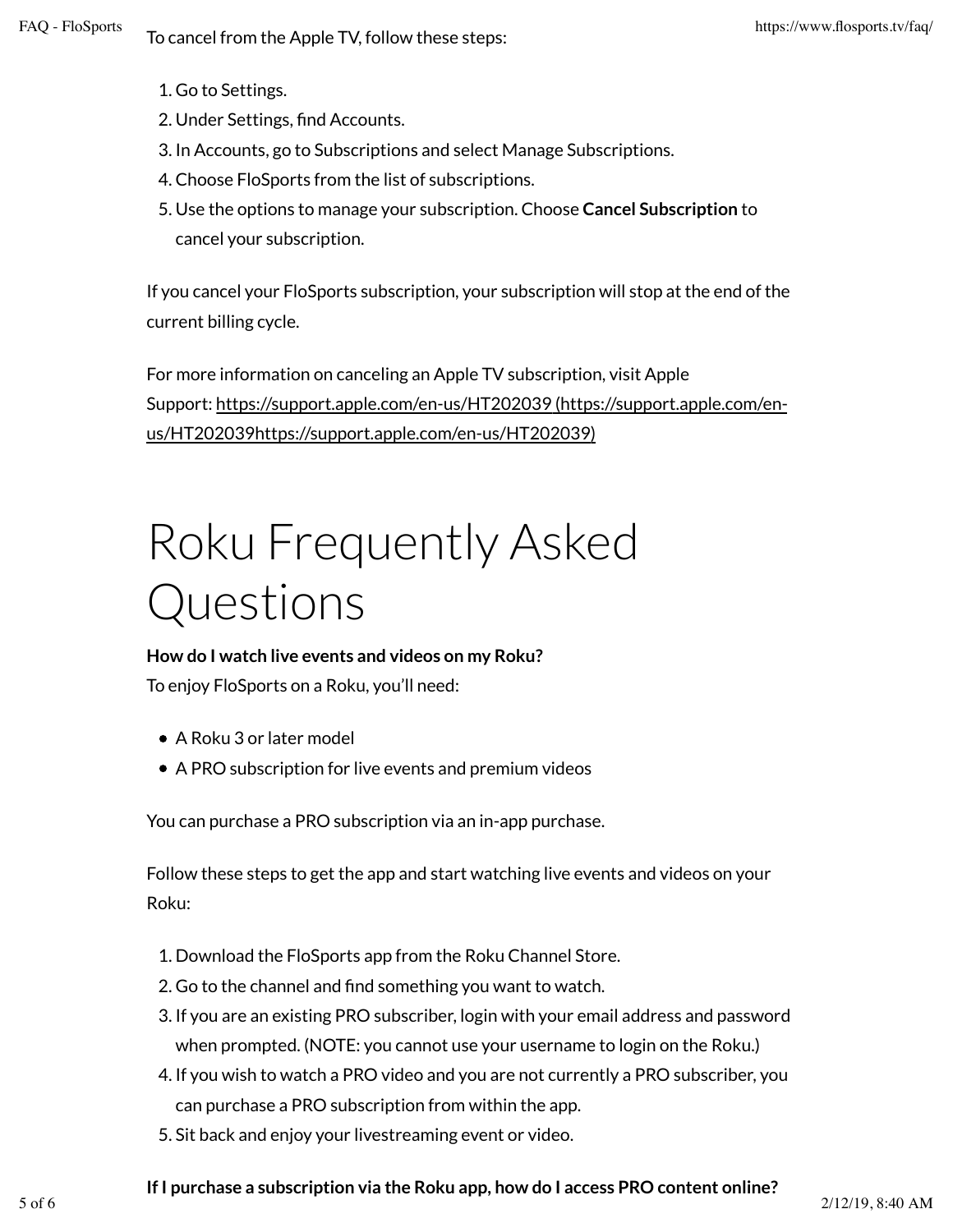To cancel from the Apple TV, follow these steps:

1. Go to Settings.
2. Under Settings, find Accounts.
3. In Accounts, go to Subscriptions and select Manage Subscriptions.
4. Choose FloSports from the list of subscriptions.
5. Use the options to manage your subscription. Choose **Cancel Subscription** to cancel your subscription.

If you cancel your FloSports subscription, your subscription will stop at the end of the current billing cycle.

For more information on canceling an Apple TV subscription, visit Apple Support: https://support.apple.com/en-us/HT202039 (https://support.apple.com/en-us/HT202039https://support.apple.com/en-us/HT202039)

# Roku Frequently Asked Questions

**How do I watch live events and videos on my Roku?**

To enjoy FloSports on a Roku, you'll need:

- A Roku 3 or later model
- A PRO subscription for live events and premium videos

You can purchase a PRO subscription via an in-app purchase.

Follow these steps to get the app and start watching live events and videos on your Roku:

1. Download the FloSports app from the Roku Channel Store.
2. Go to the channel and find something you want to watch.
3. If you are an existing PRO subscriber, login with your email address and password when prompted. (NOTE: you cannot use your username to login on the Roku.)
4. If you wish to watch a PRO video and you are not currently a PRO subscriber, you can purchase a PRO subscription from within the app.
5. Sit back and enjoy your livestreaming event or video.

**If I purchase a subscription via the Roku app, how do I access PRO content online?**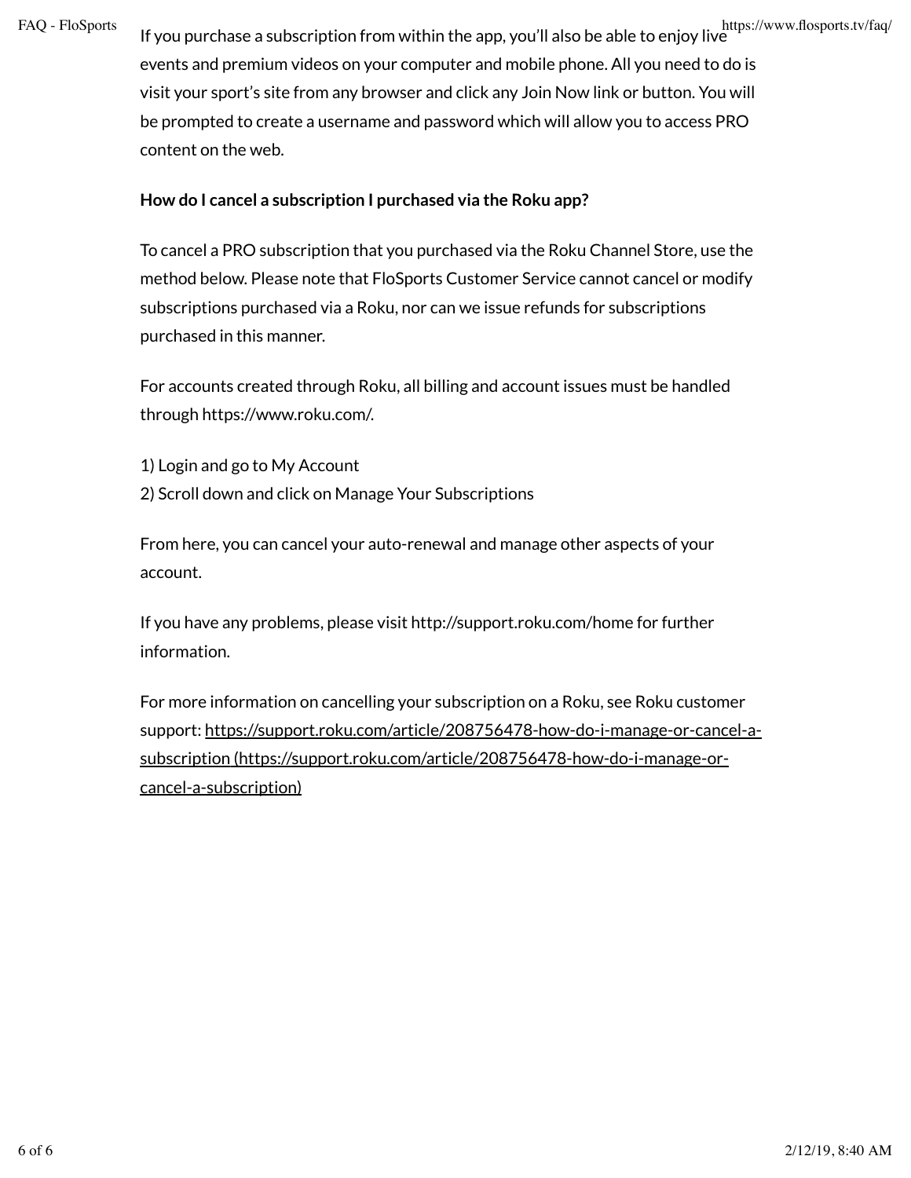If you purchase a subscription from within the app, you'll also be able to enjoy live events and premium videos on your computer and mobile phone. All you need to do is visit your sport's site from any browser and click any Join Now link or button. You will be prompted to create a username and password which will allow you to access PRO content on the web.

**How do I cancel a subscription I purchased via the Roku app?**

To cancel a PRO subscription that you purchased via the Roku Channel Store, use the method below. Please note that FloSports Customer Service cannot cancel or modify subscriptions purchased via a Roku, nor can we issue refunds for subscriptions purchased in this manner.

For accounts created through Roku, all billing and account issues must be handled through https://www.roku.com/.

1) Login and go to My Account
2) Scroll down and click on Manage Your Subscriptions

From here, you can cancel your auto-renewal and manage other aspects of your account.

If you have any problems, please visit http://support.roku.com/home for further information.

For more information on cancelling your subscription on a Roku, see Roku customer support: [https://support.roku.com/article/208756478-how-do-i-manage-or-cancel-a-subscription (https://support.roku.com/article/208756478-how-do-i-manage-or-cancel-a-subscription)](https://support.roku.com/article/208756478-how-do-i-manage-or-cancel-a-subscription)